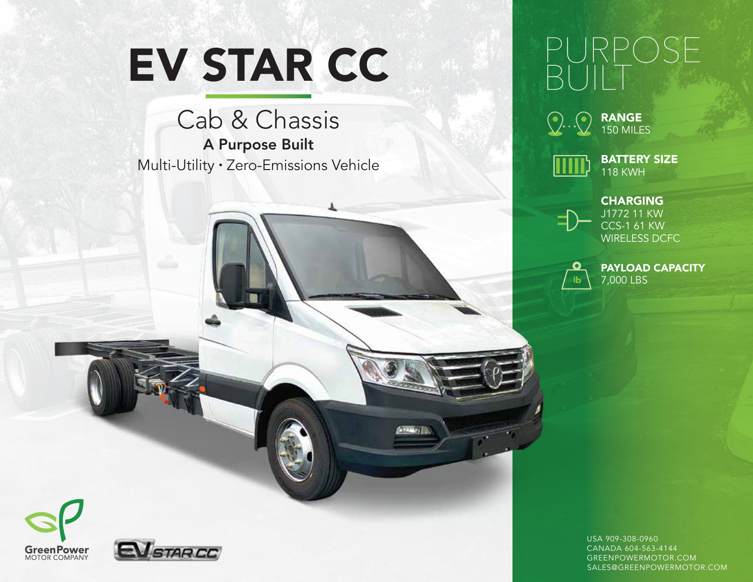# EV STAR CC

## Cab & Chassis

**A Purpose Built**

Multi-Utility • Zero-Emissions Vehicle

# PURPOSE BUILT

**RANGE**
150 MILES

**BATTERY SIZE**
118 KWH

**CHARGING**
J1772 11 KW
CCS-1 61 KW
WIRELESS DCFC

**PAYLOAD CAPACITY**
7,000 LBS

GreenPower MOTOR COMPANY

EV STAR CC

USA 909-308-0960
CANADA 604-563-4144
GREENPOWERMOTOR.COM
SALES@GREENPOWERMOTOR.COM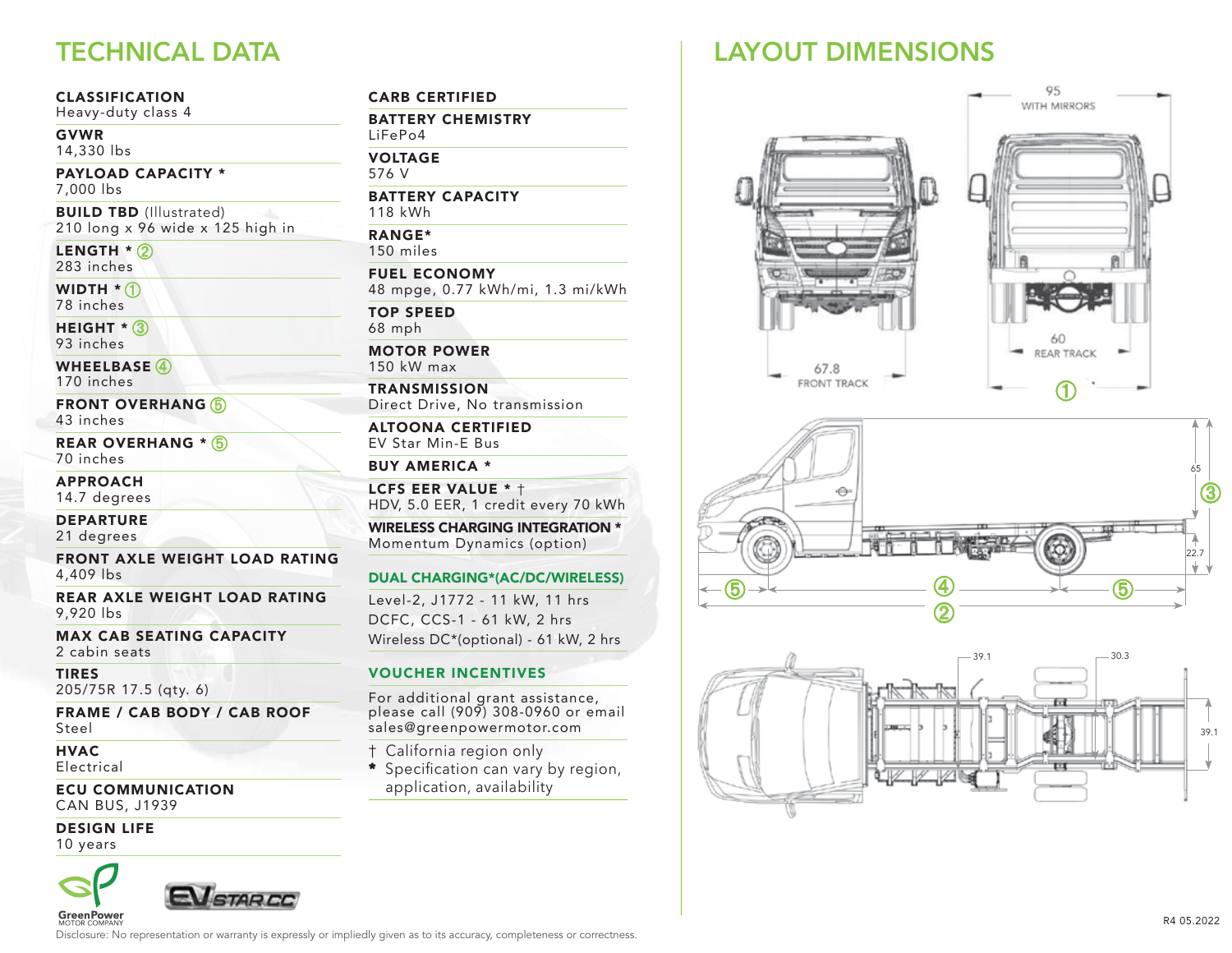## TECHNICAL DATA

**CLASSIFICATION**
Heavy-duty class 4

**GVWR**
14,330 lbs

**PAYLOAD CAPACITY ***
7,000 lbs

**BUILD TBD** (Illustrated)
210 long x 96 wide x 125 high in

**LENGTH * ②**
283 inches

**WIDTH * ①**
78 inches

**HEIGHT * ③**
93 inches

**WHEELBASE ④**
170 inches

**FRONT OVERHANG ⑤**
43 inches

**REAR OVERHANG * ⑤**
70 inches

**APPROACH**
14.7 degrees

**DEPARTURE**
21 degrees

**FRONT AXLE WEIGHT LOAD RATING**
4,409 lbs

**REAR AXLE WEIGHT LOAD RATING**
9,920 lbs

**MAX CAB SEATING CAPACITY**
2 cabin seats

**TIRES**
205/75R 17.5 (qty. 6)

**FRAME / CAB BODY / CAB ROOF**
Steel

**HVAC**
Electrical

**ECU COMMUNICATION**
CAN BUS, J1939

**DESIGN LIFE**
10 years

**CARB CERTIFIED**

**BATTERY CHEMISTRY**
LiFePo4

**VOLTAGE**
576 V

**BATTERY CAPACITY**
118 kWh

**RANGE***
150 miles

**FUEL ECONOMY**
48 mpge, 0.77 kWh/mi, 1.3 mi/kWh

**TOP SPEED**
68 mph

**MOTOR POWER**
150 kW max

**TRANSMISSION**
Direct Drive, No transmission

**ALTOONA CERTIFIED**
EV Star Min-E Bus

**BUY AMERICA ***

**LCFS EER VALUE * †**
HDV, 5.0 EER, 1 credit every 70 kWh

**WIRELESS CHARGING INTEGRATION ***
Momentum Dynamics (option)

### DUAL CHARGING*(AC/DC/WIRELESS)

Level-2, J1772 - 11 kW, 11 hrs
DCFC, CCS-1 - 61 kW, 2 hrs
Wireless DC*(optional) - 61 kW, 2 hrs

### VOUCHER INCENTIVES

For additional grant assistance, please call (909) 308-0960 or email sales@greenpowermotor.com

† California region only
* Specification can vary by region, application, availability

## LAYOUT DIMENSIONS

95
WITH MIRRORS

67.8
FRONT TRACK

60
REAR TRACK

①

65

③

22.7

⑤ ④ ⑤

②

39.1

30.3

39.1

GreenPower MOTOR COMPANY

EV STAR CC

Disclosure: No representation or warranty is expressly or impliedly given as to its accuracy, completeness or correctness.

R4 05.2022